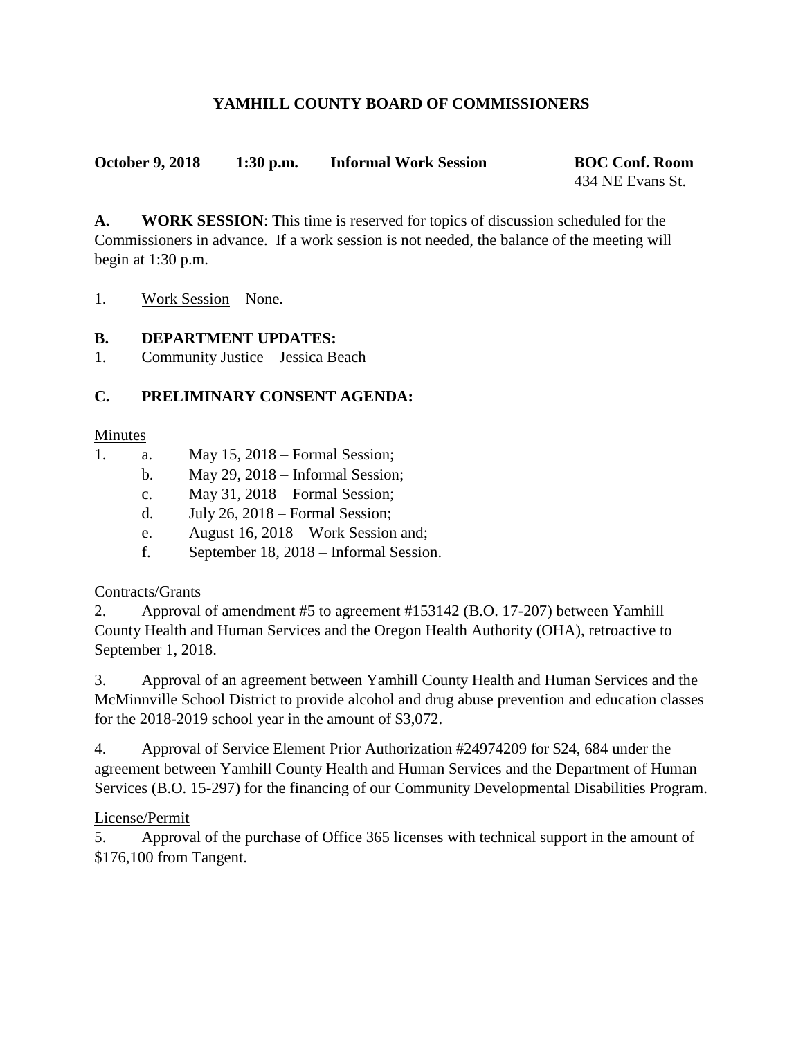# YAMHILL COUNTY BOARD OF COMMISSIONERS

**October 9, 2018 1:30 p.m. Informal Work Session BOC Conf. Room**
434 NE Evans St.

**A. WORK SESSION**: This time is reserved for topics of discussion scheduled for the Commissioners in advance. If a work session is not needed, the balance of the meeting will begin at 1:30 p.m.

1. Work Session – None.

**B. DEPARTMENT UPDATES:**

1. Community Justice – Jessica Beach

**C. PRELIMINARY CONSENT AGENDA:**

Minutes

1. a. May 15, 2018 – Formal Session;
   b. May 29, 2018 – Informal Session;
   c. May 31, 2018 – Formal Session;
   d. July 26, 2018 – Formal Session;
   e. August 16, 2018 – Work Session and;
   f. September 18, 2018 – Informal Session.

Contracts/Grants

2. Approval of amendment #5 to agreement #153142 (B.O. 17-207) between Yamhill County Health and Human Services and the Oregon Health Authority (OHA), retroactive to September 1, 2018.

3. Approval of an agreement between Yamhill County Health and Human Services and the McMinnville School District to provide alcohol and drug abuse prevention and education classes for the 2018-2019 school year in the amount of $3,072.

4. Approval of Service Element Prior Authorization #24974209 for $24, 684 under the agreement between Yamhill County Health and Human Services and the Department of Human Services (B.O. 15-297) for the financing of our Community Developmental Disabilities Program.

License/Permit

5. Approval of the purchase of Office 365 licenses with technical support in the amount of $176,100 from Tangent.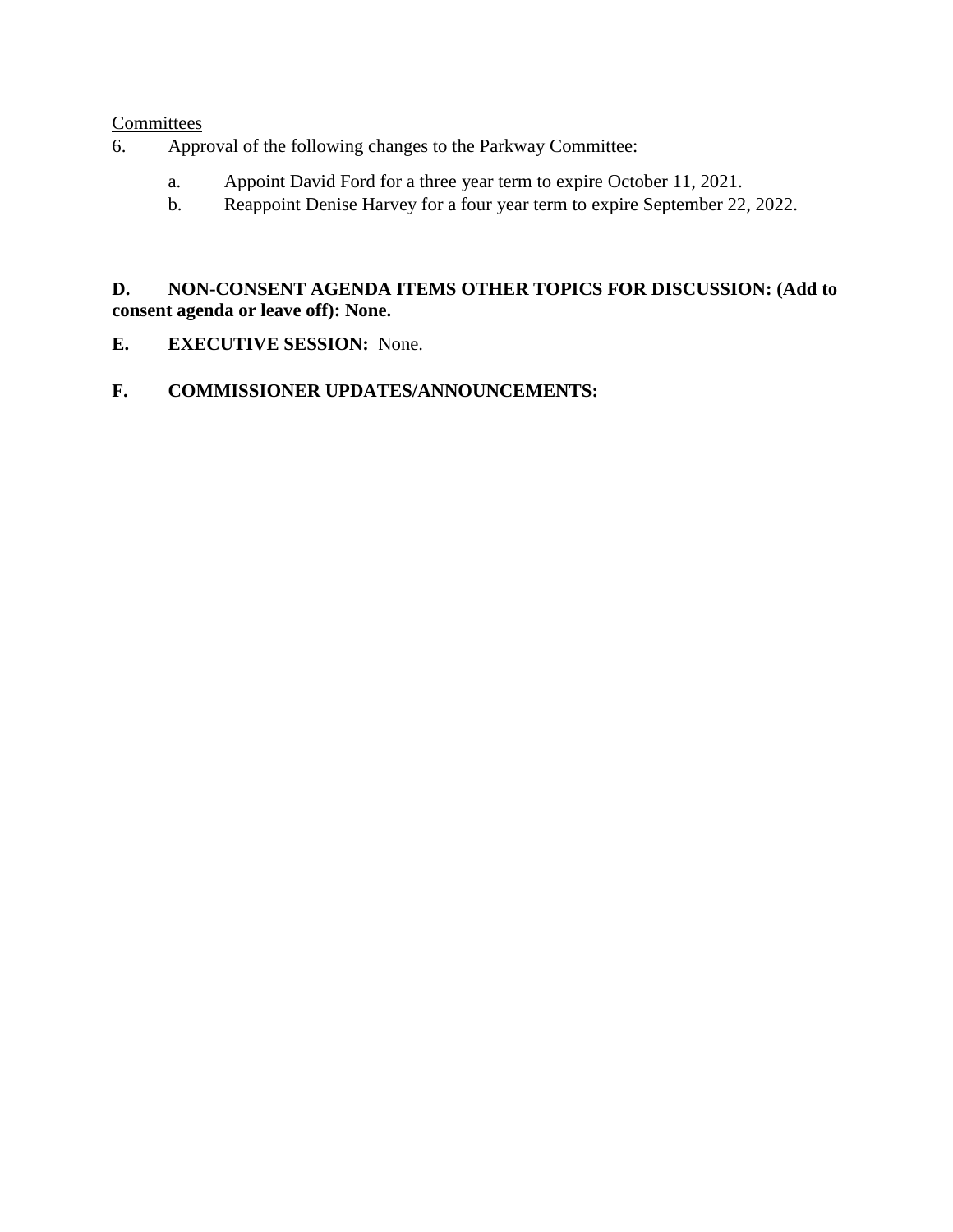<u>Committees</u>

6. Approval of the following changes to the Parkway Committee:

    a. Appoint David Ford for a three year term to expire October 11, 2021.
    b. Reappoint Denise Harvey for a four year term to expire September 22, 2022.

---

**D. NON-CONSENT AGENDA ITEMS OTHER TOPICS FOR DISCUSSION: (Add to consent agenda or leave off): None.**

**E. EXECUTIVE SESSION:** None.

**F. COMMISSIONER UPDATES/ANNOUNCEMENTS:**